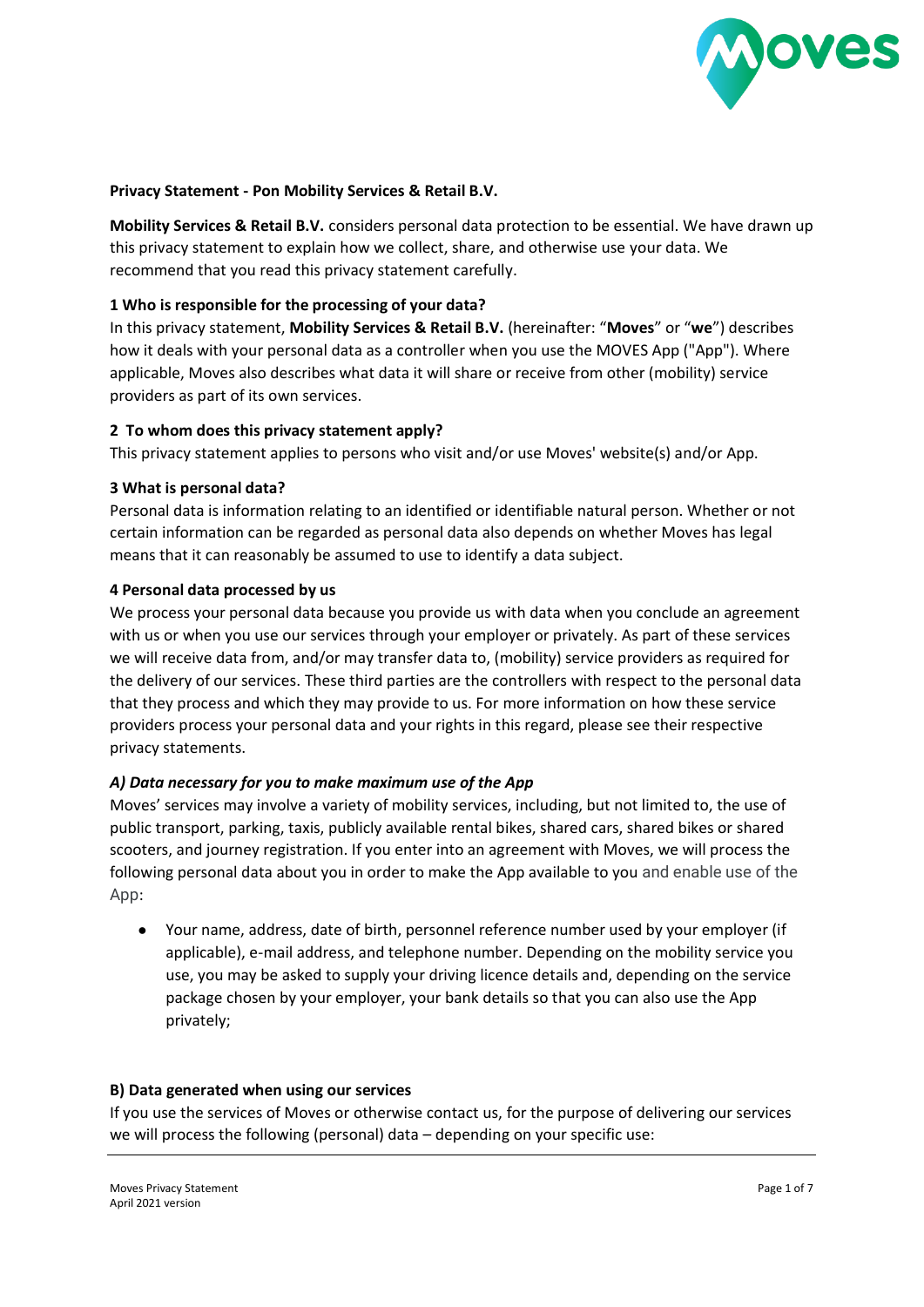**Privacy Statement - Pon Mobility Services & Retail B.V.**

**Mobility Services & Retail B.V.** considers personal data protection to be essential. We have drawn up this privacy statement to explain how we collect, share, and otherwise use your data. We recommend that you read this privacy statement carefully.

### 1 Who is responsible for the processing of your data?

In this privacy statement, **Mobility Services & Retail B.V.** (hereinafter: "**Moves**" or "**we**") describes how it deals with your personal data as a controller when you use the MOVES App ("App"). Where applicable, Moves also describes what data it will share or receive from other (mobility) service providers as part of its own services.

### 2 To whom does this privacy statement apply?

This privacy statement applies to persons who visit and/or use Moves' website(s) and/or App.

### 3 What is personal data?

Personal data is information relating to an identified or identifiable natural person. Whether or not certain information can be regarded as personal data also depends on whether Moves has legal means that it can reasonably be assumed to use to identify a data subject.

### 4 Personal data processed by us

We process your personal data because you provide us with data when you conclude an agreement with us or when you use our services through your employer or privately. As part of these services we will receive data from, and/or may transfer data to, (mobility) service providers as required for the delivery of our services. These third parties are the controllers with respect to the personal data that they process and which they may provide to us. For more information on how these service providers process your personal data and your rights in this regard, please see their respective privacy statements.

#### *A) Data necessary for you to make maximum use of the App*

Moves' services may involve a variety of mobility services, including, but not limited to, the use of public transport, parking, taxis, publicly available rental bikes, shared cars, shared bikes or shared scooters, and journey registration. If you enter into an agreement with Moves, we will process the following personal data about you in order to make the App available to you and enable use of the App:

- Your name, address, date of birth, personnel reference number used by your employer (if applicable), e-mail address, and telephone number. Depending on the mobility service you use, you may be asked to supply your driving licence details and, depending on the service package chosen by your employer, your bank details so that you can also use the App privately;

#### B) Data generated when using our services

If you use the services of Moves or otherwise contact us, for the purpose of delivering our services we will process the following (personal) data – depending on your specific use: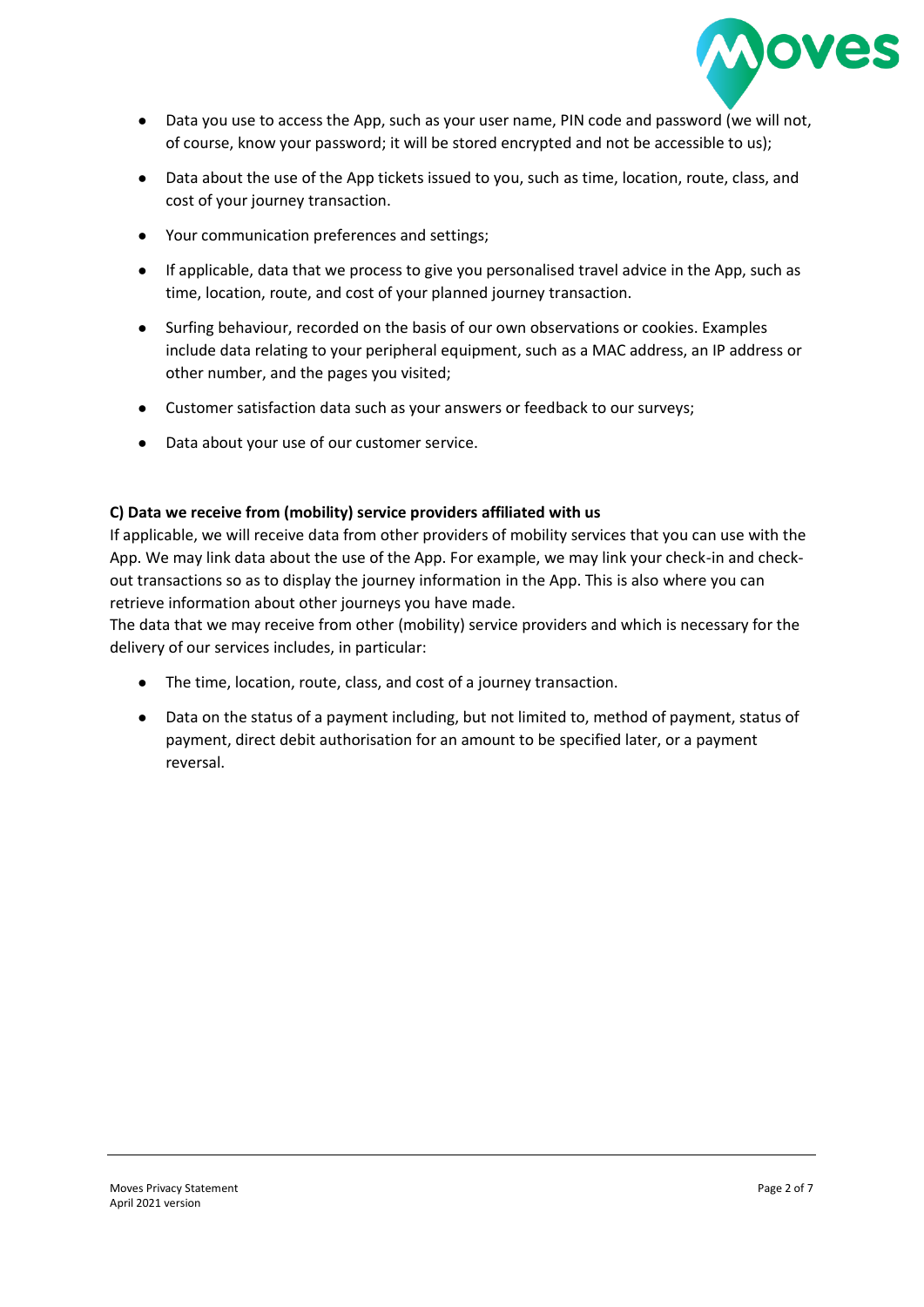- Data you use to access the App, such as your user name, PIN code and password (we will not, of course, know your password; it will be stored encrypted and not be accessible to us);
- Data about the use of the App tickets issued to you, such as time, location, route, class, and cost of your journey transaction.
- Your communication preferences and settings;
- If applicable, data that we process to give you personalised travel advice in the App, such as time, location, route, and cost of your planned journey transaction.
- Surfing behaviour, recorded on the basis of our own observations or cookies. Examples include data relating to your peripheral equipment, such as a MAC address, an IP address or other number, and the pages you visited;
- Customer satisfaction data such as your answers or feedback to our surveys;
- Data about your use of our customer service.

**C) Data we receive from (mobility) service providers affiliated with us**

If applicable, we will receive data from other providers of mobility services that you can use with the App. We may link data about the use of the App. For example, we may link your check-in and check-out transactions so as to display the journey information in the App. This is also where you can retrieve information about other journeys you have made.

The data that we may receive from other (mobility) service providers and which is necessary for the delivery of our services includes, in particular:

- The time, location, route, class, and cost of a journey transaction.
- Data on the status of a payment including, but not limited to, method of payment, status of payment, direct debit authorisation for an amount to be specified later, or a payment reversal.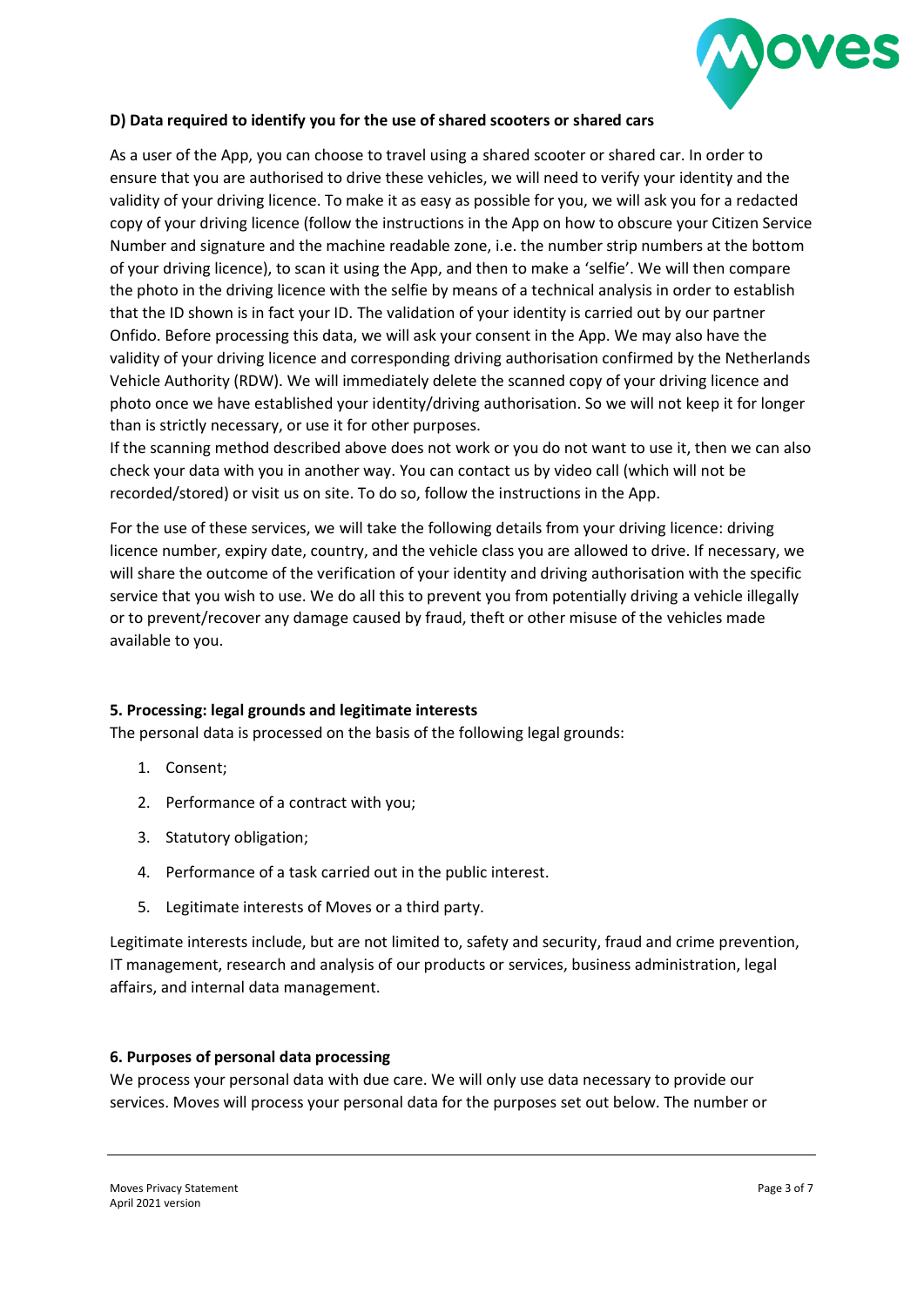**D) Data required to identify you for the use of shared scooters or shared cars**

As a user of the App, you can choose to travel using a shared scooter or shared car. In order to ensure that you are authorised to drive these vehicles, we will need to verify your identity and the validity of your driving licence. To make it as easy as possible for you, we will ask you for a redacted copy of your driving licence (follow the instructions in the App on how to obscure your Citizen Service Number and signature and the machine readable zone, i.e. the number strip numbers at the bottom of your driving licence), to scan it using the App, and then to make a 'selfie'. We will then compare the photo in the driving licence with the selfie by means of a technical analysis in order to establish that the ID shown is in fact your ID. The validation of your identity is carried out by our partner Onfido. Before processing this data, we will ask your consent in the App. We may also have the validity of your driving licence and corresponding driving authorisation confirmed by the Netherlands Vehicle Authority (RDW). We will immediately delete the scanned copy of your driving licence and photo once we have established your identity/driving authorisation. So we will not keep it for longer than is strictly necessary, or use it for other purposes.
If the scanning method described above does not work or you do not want to use it, then we can also check your data with you in another way. You can contact us by video call (which will not be recorded/stored) or visit us on site. To do so, follow the instructions in the App.

For the use of these services, we will take the following details from your driving licence: driving licence number, expiry date, country, and the vehicle class you are allowed to drive. If necessary, we will share the outcome of the verification of your identity and driving authorisation with the specific service that you wish to use. We do all this to prevent you from potentially driving a vehicle illegally or to prevent/recover any damage caused by fraud, theft or other misuse of the vehicles made available to you.

**5. Processing: legal grounds and legitimate interests**

The personal data is processed on the basis of the following legal grounds:

1. Consent;
2. Performance of a contract with you;
3. Statutory obligation;
4. Performance of a task carried out in the public interest.
5. Legitimate interests of Moves or a third party.

Legitimate interests include, but are not limited to, safety and security, fraud and crime prevention, IT management, research and analysis of our products or services, business administration, legal affairs, and internal data management.

**6. Purposes of personal data processing**

We process your personal data with due care. We will only use data necessary to provide our services. Moves will process your personal data for the purposes set out below. The number or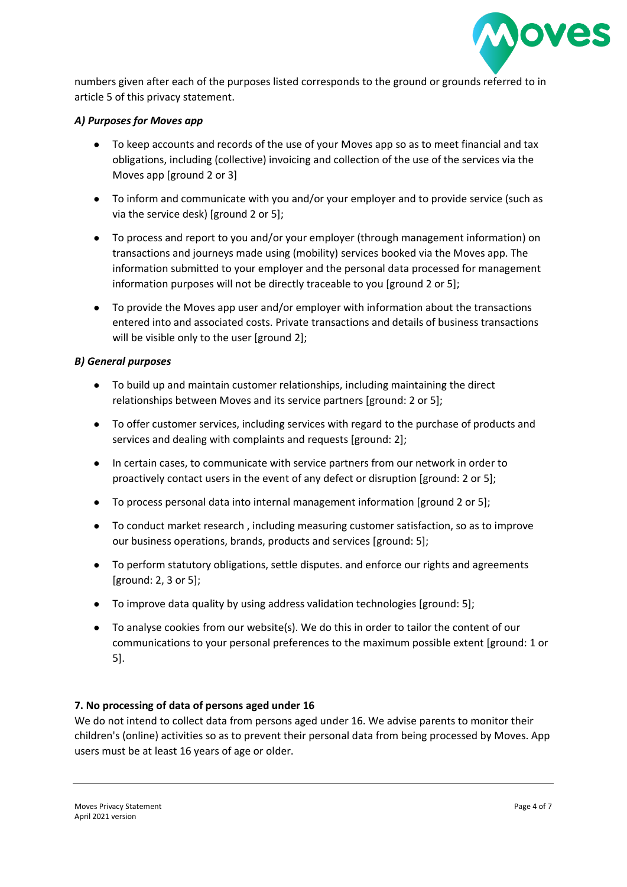numbers given after each of the purposes listed corresponds to the ground or grounds referred to in article 5 of this privacy statement.

***A) Purposes for Moves app***

- To keep accounts and records of the use of your Moves app so as to meet financial and tax obligations, including (collective) invoicing and collection of the use of the services via the Moves app [ground 2 or 3]
- To inform and communicate with you and/or your employer and to provide service (such as via the service desk) [ground 2 or 5];
- To process and report to you and/or your employer (through management information) on transactions and journeys made using (mobility) services booked via the Moves app. The information submitted to your employer and the personal data processed for management information purposes will not be directly traceable to you [ground 2 or 5];
- To provide the Moves app user and/or employer with information about the transactions entered into and associated costs. Private transactions and details of business transactions will be visible only to the user [ground 2];

***B) General purposes***

- To build up and maintain customer relationships, including maintaining the direct relationships between Moves and its service partners [ground: 2 or 5];
- To offer customer services, including services with regard to the purchase of products and services and dealing with complaints and requests [ground: 2];
- In certain cases, to communicate with service partners from our network in order to proactively contact users in the event of any defect or disruption [ground: 2 or 5];
- To process personal data into internal management information [ground 2 or 5];
- To conduct market research , including measuring customer satisfaction, so as to improve our business operations, brands, products and services [ground: 5];
- To perform statutory obligations, settle disputes. and enforce our rights and agreements [ground: 2, 3 or 5];
- To improve data quality by using address validation technologies [ground: 5];
- To analyse cookies from our website(s). We do this in order to tailor the content of our communications to your personal preferences to the maximum possible extent [ground: 1 or 5].

**7. No processing of data of persons aged under 16**

We do not intend to collect data from persons aged under 16. We advise parents to monitor their children's (online) activities so as to prevent their personal data from being processed by Moves. App users must be at least 16 years of age or older.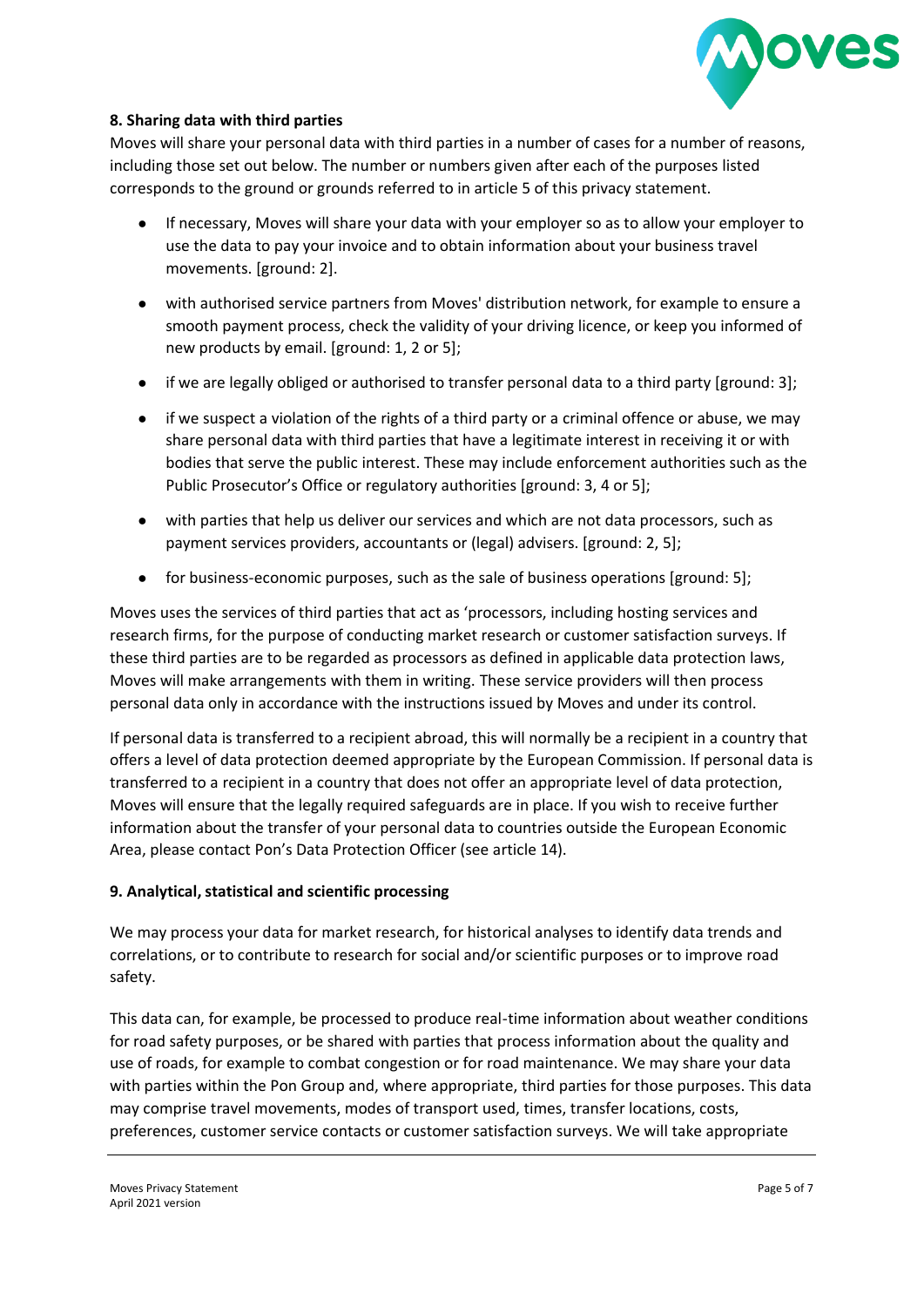**8. Sharing data with third parties**

Moves will share your personal data with third parties in a number of cases for a number of reasons, including those set out below. The number or numbers given after each of the purposes listed corresponds to the ground or grounds referred to in article 5 of this privacy statement.

- If necessary, Moves will share your data with your employer so as to allow your employer to use the data to pay your invoice and to obtain information about your business travel movements. [ground: 2].
- with authorised service partners from Moves' distribution network, for example to ensure a smooth payment process, check the validity of your driving licence, or keep you informed of new products by email. [ground: 1, 2 or 5];
- if we are legally obliged or authorised to transfer personal data to a third party [ground: 3];
- if we suspect a violation of the rights of a third party or a criminal offence or abuse, we may share personal data with third parties that have a legitimate interest in receiving it or with bodies that serve the public interest. These may include enforcement authorities such as the Public Prosecutor's Office or regulatory authorities [ground: 3, 4 or 5];
- with parties that help us deliver our services and which are not data processors, such as payment services providers, accountants or (legal) advisers. [ground: 2, 5];
- for business-economic purposes, such as the sale of business operations [ground: 5];

Moves uses the services of third parties that act as 'processors, including hosting services and research firms, for the purpose of conducting market research or customer satisfaction surveys. If these third parties are to be regarded as processors as defined in applicable data protection laws, Moves will make arrangements with them in writing. These service providers will then process personal data only in accordance with the instructions issued by Moves and under its control.

If personal data is transferred to a recipient abroad, this will normally be a recipient in a country that offers a level of data protection deemed appropriate by the European Commission. If personal data is transferred to a recipient in a country that does not offer an appropriate level of data protection, Moves will ensure that the legally required safeguards are in place. If you wish to receive further information about the transfer of your personal data to countries outside the European Economic Area, please contact Pon's Data Protection Officer (see article 14).

**9. Analytical, statistical and scientific processing**

We may process your data for market research, for historical analyses to identify data trends and correlations, or to contribute to research for social and/or scientific purposes or to improve road safety.

This data can, for example, be processed to produce real-time information about weather conditions for road safety purposes, or be shared with parties that process information about the quality and use of roads, for example to combat congestion or for road maintenance. We may share your data with parties within the Pon Group and, where appropriate, third parties for those purposes. This data may comprise travel movements, modes of transport used, times, transfer locations, costs, preferences, customer service contacts or customer satisfaction surveys. We will take appropriate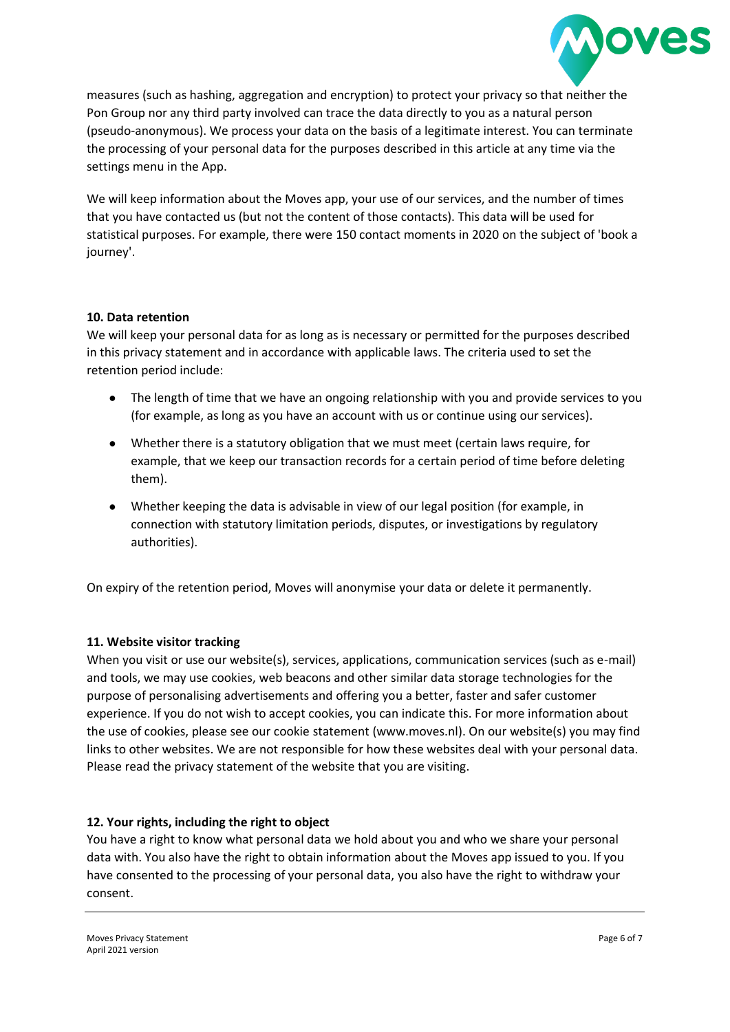measures (such as hashing, aggregation and encryption) to protect your privacy so that neither the Pon Group nor any third party involved can trace the data directly to you as a natural person (pseudo-anonymous). We process your data on the basis of a legitimate interest. You can terminate the processing of your personal data for the purposes described in this article at any time via the settings menu in the App.

We will keep information about the Moves app, your use of our services, and the number of times that you have contacted us (but not the content of those contacts). This data will be used for statistical purposes. For example, there were 150 contact moments in 2020 on the subject of 'book a journey'.

**10. Data retention**

We will keep your personal data for as long as is necessary or permitted for the purposes described in this privacy statement and in accordance with applicable laws. The criteria used to set the retention period include:

- The length of time that we have an ongoing relationship with you and provide services to you (for example, as long as you have an account with us or continue using our services).
- Whether there is a statutory obligation that we must meet (certain laws require, for example, that we keep our transaction records for a certain period of time before deleting them).
- Whether keeping the data is advisable in view of our legal position (for example, in connection with statutory limitation periods, disputes, or investigations by regulatory authorities).

On expiry of the retention period, Moves will anonymise your data or delete it permanently.

**11. Website visitor tracking**

When you visit or use our website(s), services, applications, communication services (such as e-mail) and tools, we may use cookies, web beacons and other similar data storage technologies for the purpose of personalising advertisements and offering you a better, faster and safer customer experience. If you do not wish to accept cookies, you can indicate this. For more information about the use of cookies, please see our cookie statement (www.moves.nl). On our website(s) you may find links to other websites. We are not responsible for how these websites deal with your personal data. Please read the privacy statement of the website that you are visiting.

**12. Your rights, including the right to object**

You have a right to know what personal data we hold about you and who we share your personal data with. You also have the right to obtain information about the Moves app issued to you. If you have consented to the processing of your personal data, you also have the right to withdraw your consent.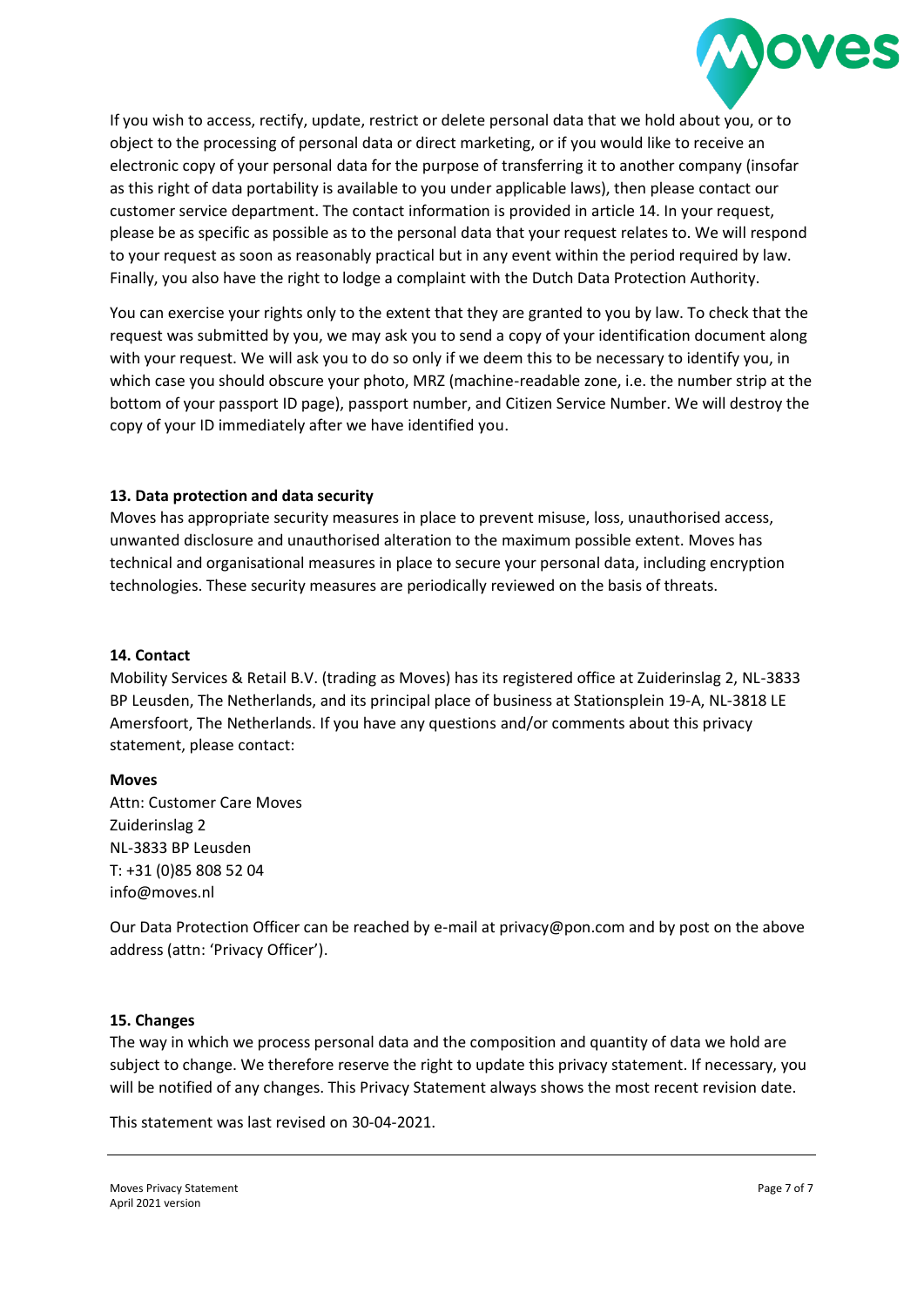If you wish to access, rectify, update, restrict or delete personal data that we hold about you, or to object to the processing of personal data or direct marketing, or if you would like to receive an electronic copy of your personal data for the purpose of transferring it to another company (insofar as this right of data portability is available to you under applicable laws), then please contact our customer service department. The contact information is provided in article 14. In your request, please be as specific as possible as to the personal data that your request relates to. We will respond to your request as soon as reasonably practical but in any event within the period required by law. Finally, you also have the right to lodge a complaint with the Dutch Data Protection Authority.

You can exercise your rights only to the extent that they are granted to you by law. To check that the request was submitted by you, we may ask you to send a copy of your identification document along with your request. We will ask you to do so only if we deem this to be necessary to identify you, in which case you should obscure your photo, MRZ (machine-readable zone, i.e. the number strip at the bottom of your passport ID page), passport number, and Citizen Service Number. We will destroy the copy of your ID immediately after we have identified you.

**13. Data protection and data security**

Moves has appropriate security measures in place to prevent misuse, loss, unauthorised access, unwanted disclosure and unauthorised alteration to the maximum possible extent. Moves has technical and organisational measures in place to secure your personal data, including encryption technologies. These security measures are periodically reviewed on the basis of threats.

**14. Contact**

Mobility Services & Retail B.V. (trading as Moves) has its registered office at Zuiderinslag 2, NL-3833 BP Leusden, The Netherlands, and its principal place of business at Stationsplein 19-A, NL-3818 LE Amersfoort, The Netherlands. If you have any questions and/or comments about this privacy statement, please contact:

**Moves**
Attn: Customer Care Moves
Zuiderinslag 2
NL-3833 BP Leusden
T: +31 (0)85 808 52 04
info@moves.nl

Our Data Protection Officer can be reached by e-mail at privacy@pon.com and by post on the above address (attn: 'Privacy Officer').

**15. Changes**

The way in which we process personal data and the composition and quantity of data we hold are subject to change. We therefore reserve the right to update this privacy statement. If necessary, you will be notified of any changes. This Privacy Statement always shows the most recent revision date.

This statement was last revised on 30-04-2021.